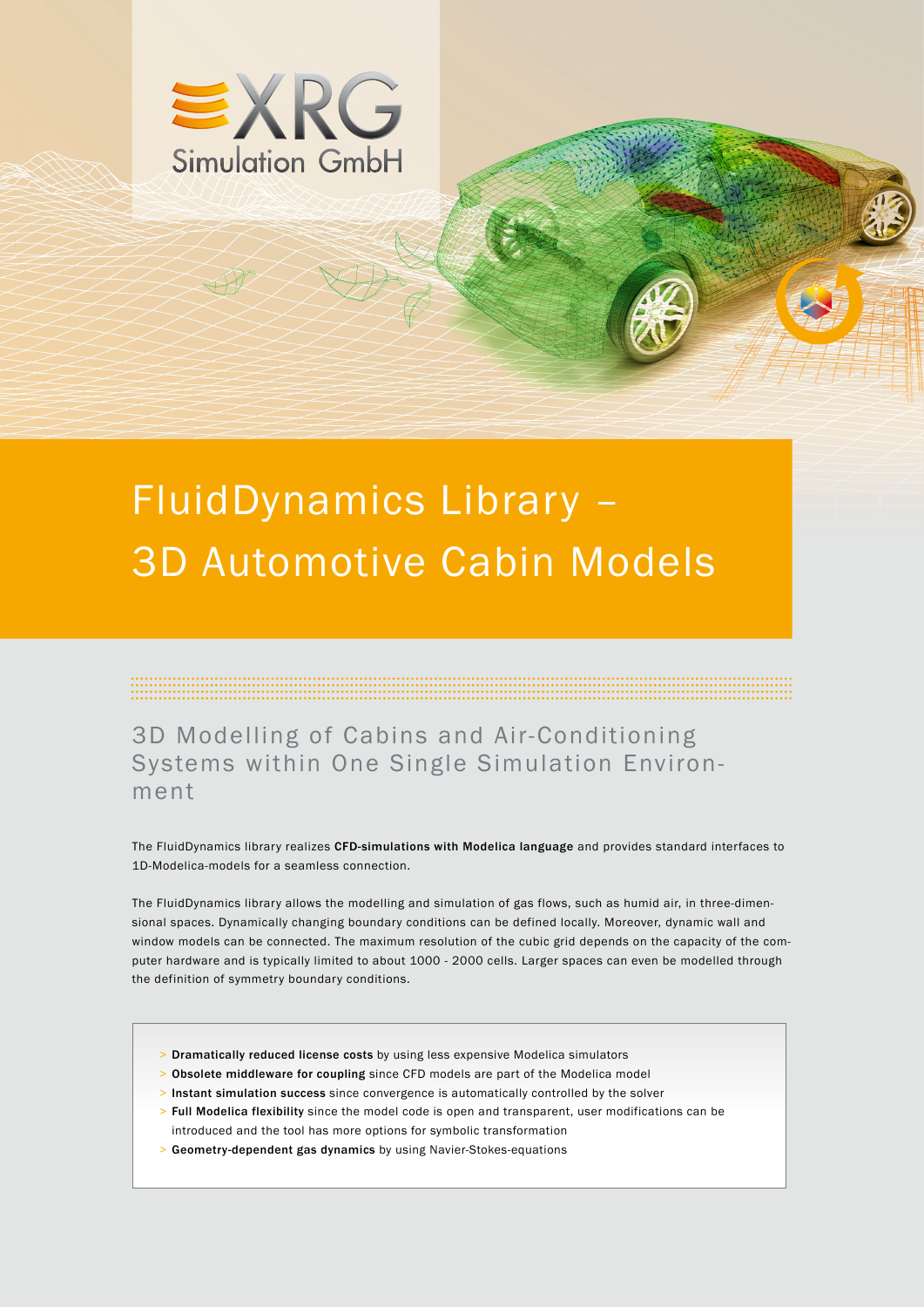XRG Simulation GmbH

# FluidDynamics Library – 3D Automotive Cabin Models

## 3D Modelling of Cabins and Air-Conditioning Systems within One Single Simulation Environment

The FluidDynamics library realizes **CFD-simulations with Modelica language** and provides standard interfaces to 1D-Modelica-models for a seamless connection.

The FluidDynamics library allows the modelling and simulation of gas flows, such as humid air, in three-dimensional spaces. Dynamically changing boundary conditions can be defined locally. Moreover, dynamic wall and window models can be connected. The maximum resolution of the cubic grid depends on the capacity of the computer hardware and is typically limited to about 1000 - 2000 cells. Larger spaces can even be modelled through the definition of symmetry boundary conditions.

- **Dramatically reduced license costs** by using less expensive Modelica simulators
- **Obsolete middleware for coupling** since CFD models are part of the Modelica model
- **Instant simulation success** since convergence is automatically controlled by the solver
- **Full Modelica flexibility** since the model code is open and transparent, user modifications can be introduced and the tool has more options for symbolic transformation
- **Geometry-dependent gas dynamics** by using Navier-Stokes-equations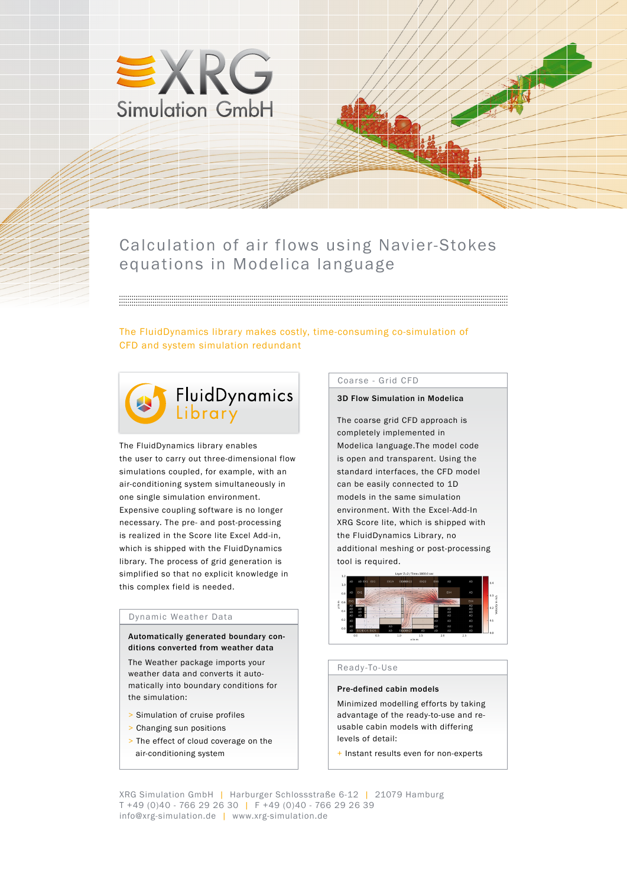# Calculation of air flows using Navier-Stokes equations in Modelica language

The FluidDynamics library makes costly, time-consuming co-simulation of CFD and system simulation redundant

FluidDynamics Library

The FluidDynamics library enables the user to carry out three-dimensional flow simulations coupled, for example, with an air-conditioning system simultaneously in one single simulation environment. Expensive coupling software is no longer necessary. The pre- and post-processing is realized in the Score lite Excel Add-in, which is shipped with the FluidDynamics library. The process of grid generation is simplified so that no explicit knowledge in this complex field is needed.

## Dynamic Weather Data

**Automatically generated boundary conditions converted from weather data**

The Weather package imports your weather data and converts it automatically into boundary conditions for the simulation:

- Simulation of cruise profiles
- Changing sun positions
- The effect of cloud coverage on the air-conditioning system

## Coarse - Grid CFD

**3D Flow Simulation in Modelica**

The coarse grid CFD approach is completely implemented in Modelica language.The model code is open and transparent. Using the standard interfaces, the CFD model can be easily connected to 1D models in the same simulation environment. With the Excel-Add-In XRG Score lite, which is shipped with the FluidDynamics Library, no additional meshing or post-processing tool is required.

## Ready-To-Use

**Pre-defined cabin models**

Minimized modelling efforts by taking advantage of the ready-to-use and re-usable cabin models with differing levels of detail:

+ Instant results even for non-experts

XRG Simulation GmbH | Harburger Schlossstraße 6-12 | 21079 Hamburg
T +49 (0)40 - 766 29 26 30 | F +49 (0)40 - 766 29 26 39
info@xrg-simulation.de | www.xrg-simulation.de